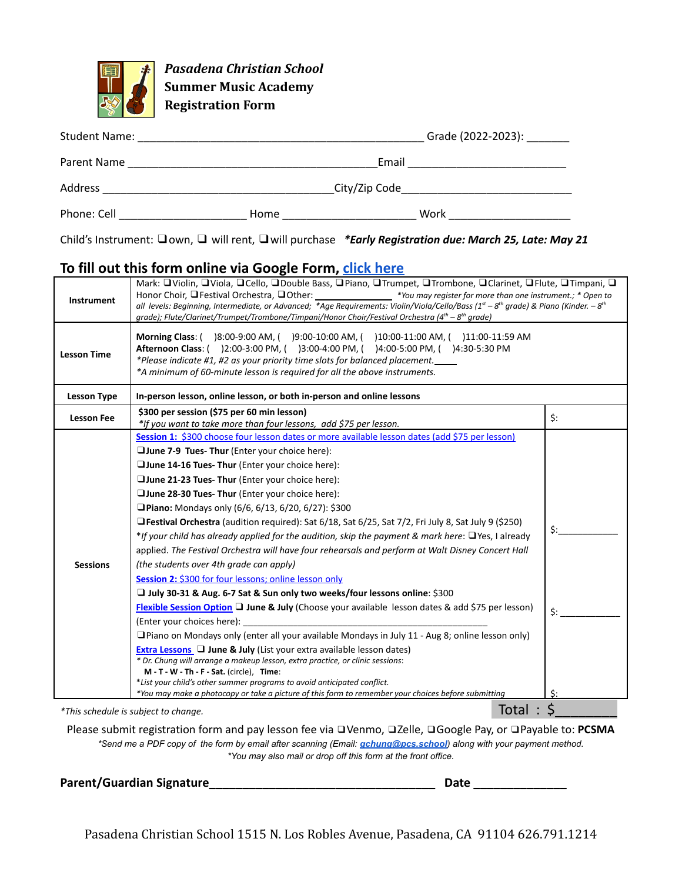# Pasadena Christian School
## Summer Music Academy
## Registration Form

Student Name: ______________________________________________ Grade (2022-2023): _______

Parent Name ________________________________________ Email _________________________

Address _____________________________________ City/Zip Code __________________________

Phone: Cell _____________________ Home _____________________ Work ___________________

Child's Instrument: ❑ own, ❑ will rent, ❑ will purchase ***Early Registration due: March 25, Late: May 21***

## To fill out this form online via Google Form, click here

| | | |
|---|---|---|
| **Instrument** | Mark: ❑ Violin, ❑ Viola, ❑ Cello, ❑ Double Bass, ❑ Piano, ❑ Trumpet, ❑ Trombone, ❑ Clarinet, ❑ Flute, ❑ Timpani, ❑ Honor Choir, ❑ Festival Orchestra, ❑ Other: ____________ *\*You may register for more than one instrument.; \* Open to all levels: Beginning, Intermediate, or Advanced; \*Age Requirements: Violin/Viola/Cello/Bass (1st – 8th grade) & Piano (Kinder. – 8th grade); Flute/Clarinet/Trumpet/Trombone/Timpani/Honor Choir/Festival Orchestra (4th – 8th grade)* | |
| **Lesson Time** | **Morning Class**: ( )8:00-9:00 AM, ( )9:00-10:00 AM, ( )10:00-11:00 AM, ( )11:00-11:59 AM<br>**Afternoon Class**: ( )2:00-3:00 PM, ( )3:00-4:00 PM, ( )4:00-5:00 PM, ( )4:30-5:30 PM<br>*\*Please indicate #1, #2 as your priority time slots for balanced placement.* ____<br>*\*A minimum of 60-minute lesson is required for all the above instruments.* | |
| **Lesson Type** | **In-person lesson, online lesson, or both in-person and online lessons** | |
| **Lesson Fee** | **$300 per session ($75 per 60 min lesson)**<br>*\*If you want to take more than four lessons, add $75 per lesson.* | $: |
| **Sessions** | **Session 1:** $300 choose four lesson dates or more available lesson dates (add $75 per lesson)<br>❑ **June 7-9 Tues- Thur** (Enter your choice here):<br>❑ **June 14-16 Tues- Thur** (Enter your choice here):<br>❑ **June 21-23 Tues- Thur** (Enter your choice here):<br>❑ **June 28-30 Tues- Thur** (Enter your choice here):<br>❑ **Piano:** Mondays only (6/6, 6/13, 6/20, 6/27): $300<br>❑ **Festival Orchestra** (audition required): Sat 6/18, Sat 6/25, Sat 7/2, Fri July 8, Sat July 9 ($250)<br>*\*If your child has already applied for the audition, skip the payment & mark here:* ❑ Yes, I already applied. *The Festival Orchestra will have four rehearsals and perform at Walt Disney Concert Hall (the students over 4th grade can apply)*<br>**Session 2:** $300 for four lessons; online lesson only<br>❑ **July 30-31 & Aug. 6-7 Sat & Sun only two weeks/four lessons online**: $300<br>**Flexible Session Option** ❑ **June & July** (Choose your available lesson dates & add $75 per lesson)<br>(Enter your choices here): ______________________________________<br>❑ Piano on Mondays only (enter all your available Mondays in July 11 - Aug 8; online lesson only)<br>**Extra Lessons** ❑ **June & July** (List your extra available lesson dates)<br>*\* Dr. Chung will arrange a makeup lesson, extra practice, or clinic sessions:*<br>**M - T - W - Th - F - Sat.** (circle), **Time**:<br>*\*List your child's other summer programs to avoid anticipated conflict.*<br>*\*You may make a photocopy or take a picture of this form to remember your choices before submitting* | $:__________<br><br>$: __________<br><br>$: |

*\*This schedule is subject to change.* Total : $________

Please submit registration form and pay lesson fee via ❑ Venmo, ❑ Zelle, ❑ Google Pay, or ❑ Payable to: **PCSMA**

*\*Send me a PDF copy of the form by email after scanning (Email: **gchung@pcs.school**) along with your payment method.*

*\*You may also mail or drop off this form at the front office.*

**Parent/Guardian Signature**__________________________________ **Date** ______________

Pasadena Christian School 1515 N. Los Robles Avenue, Pasadena, CA 91104 626.791.1214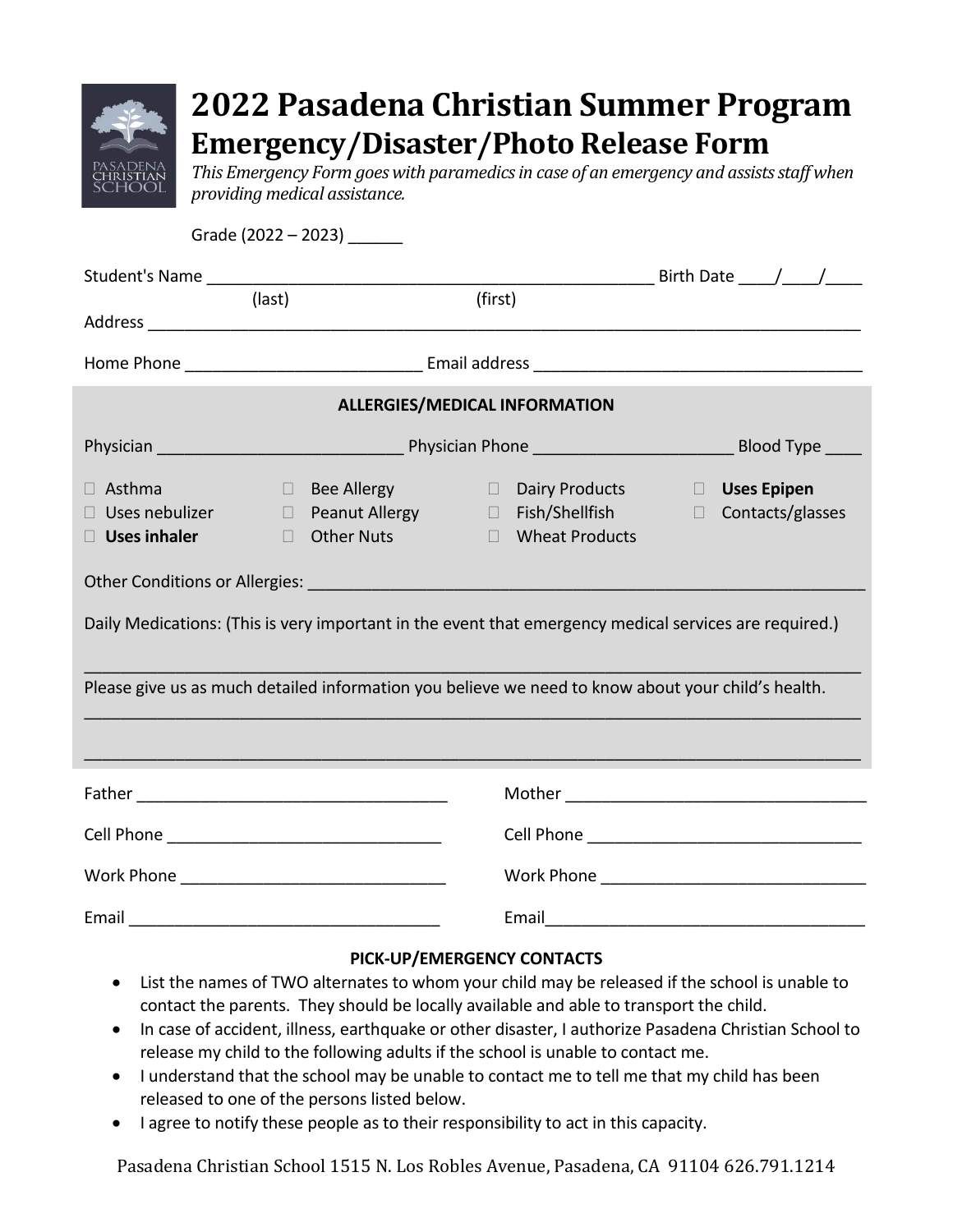# 2022 Pasadena Christian Summer Program

## Emergency/Disaster/Photo Release Form

*This Emergency Form goes with paramedics in case of an emergency and assists staff when providing medical assistance.*

Grade (2022 – 2023) ______

Student's Name ______________________________________________ Birth Date ____/____/____
(last) (first)

Address ________________________________________________________________________

Home Phone ________________________ Email address _________________________________

**ALLERGIES/MEDICAL INFORMATION**

Physician ________________________ Physician Phone ____________________ Blood Type ____

- ☐ Asthma
- ☐ Uses nebulizer
- ☐ **Uses inhaler**
- ☐ Bee Allergy
- ☐ Peanut Allergy
- ☐ Other Nuts
- ☐ Dairy Products
- ☐ Fish/Shellfish
- ☐ Wheat Products
- ☐ **Uses Epipen**
- ☐ Contacts/glasses

Other Conditions or Allergies: ______________________________________________________

Daily Medications: (This is very important in the event that emergency medical services are required.)

________________________________________________________________________________

Please give us as much detailed information you believe we need to know about your child's health.

________________________________________________________________________________

________________________________________________________________________________

Father ______________________________

Cell Phone ___________________________

Work Phone __________________________

Email _______________________________

Mother ______________________________

Cell Phone ___________________________

Work Phone __________________________

Email _______________________________

**PICK-UP/EMERGENCY CONTACTS**

- List the names of TWO alternates to whom your child may be released if the school is unable to contact the parents. They should be locally available and able to transport the child.
- In case of accident, illness, earthquake or other disaster, I authorize Pasadena Christian School to release my child to the following adults if the school is unable to contact me.
- I understand that the school may be unable to contact me to tell me that my child has been released to one of the persons listed below.
- I agree to notify these people as to their responsibility to act in this capacity.

Pasadena Christian School 1515 N. Los Robles Avenue, Pasadena, CA 91104 626.791.1214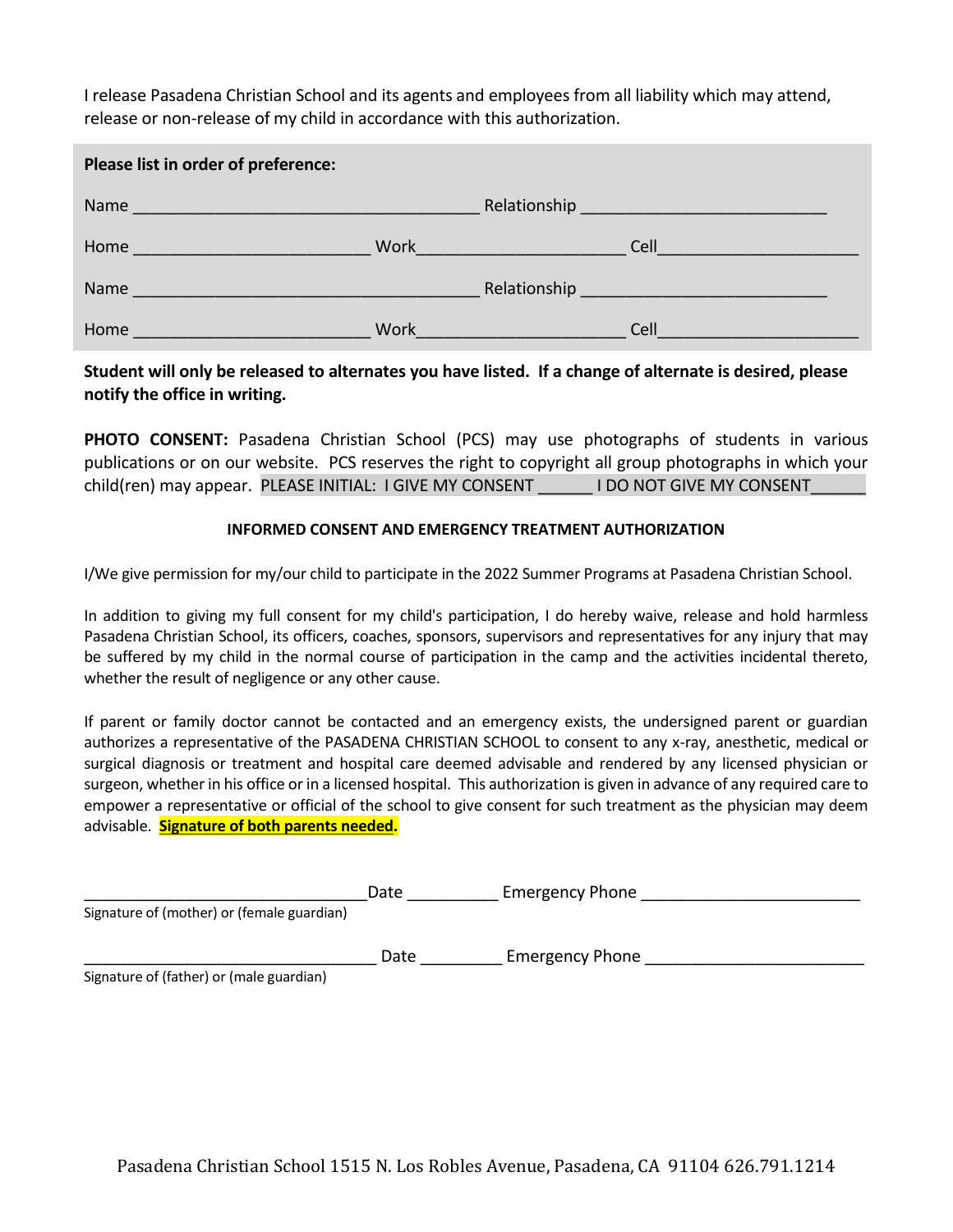I release Pasadena Christian School and its agents and employees from all liability which may attend, release or non-release of my child in accordance with this authorization.

**Please list in order of preference:**

Name _____________________________________ Relationship __________________________

Home _________________________ Work______________________ Cell_____________________

Name _____________________________________ Relationship __________________________

Home _________________________ Work______________________ Cell_____________________

**Student will only be released to alternates you have listed. If a change of alternate is desired, please notify the office in writing.**

**PHOTO CONSENT:** Pasadena Christian School (PCS) may use photographs of students in various publications or on our website. PCS reserves the right to copyright all group photographs in which your child(ren) may appear. PLEASE INITIAL: I GIVE MY CONSENT ______ I DO NOT GIVE MY CONSENT______

**INFORMED CONSENT AND EMERGENCY TREATMENT AUTHORIZATION**

I/We give permission for my/our child to participate in the 2022 Summer Programs at Pasadena Christian School.

In addition to giving my full consent for my child's participation, I do hereby waive, release and hold harmless Pasadena Christian School, its officers, coaches, sponsors, supervisors and representatives for any injury that may be suffered by my child in the normal course of participation in the camp and the activities incidental thereto, whether the result of negligence or any other cause.

If parent or family doctor cannot be contacted and an emergency exists, the undersigned parent or guardian authorizes a representative of the PASADENA CHRISTIAN SCHOOL to consent to any x-ray, anesthetic, medical or surgical diagnosis or treatment and hospital care deemed advisable and rendered by any licensed physician or surgeon, whether in his office or in a licensed hospital. This authorization is given in advance of any required care to empower a representative or official of the school to give consent for such treatment as the physician may deem advisable. **Signature of both parents needed.**

_______________________________Date __________ Emergency Phone ________________________
Signature of (mother) or (female guardian)

________________________________ Date _________ Emergency Phone ________________________
Signature of (father) or (male guardian)

Pasadena Christian School 1515 N. Los Robles Avenue, Pasadena, CA 91104 626.791.1214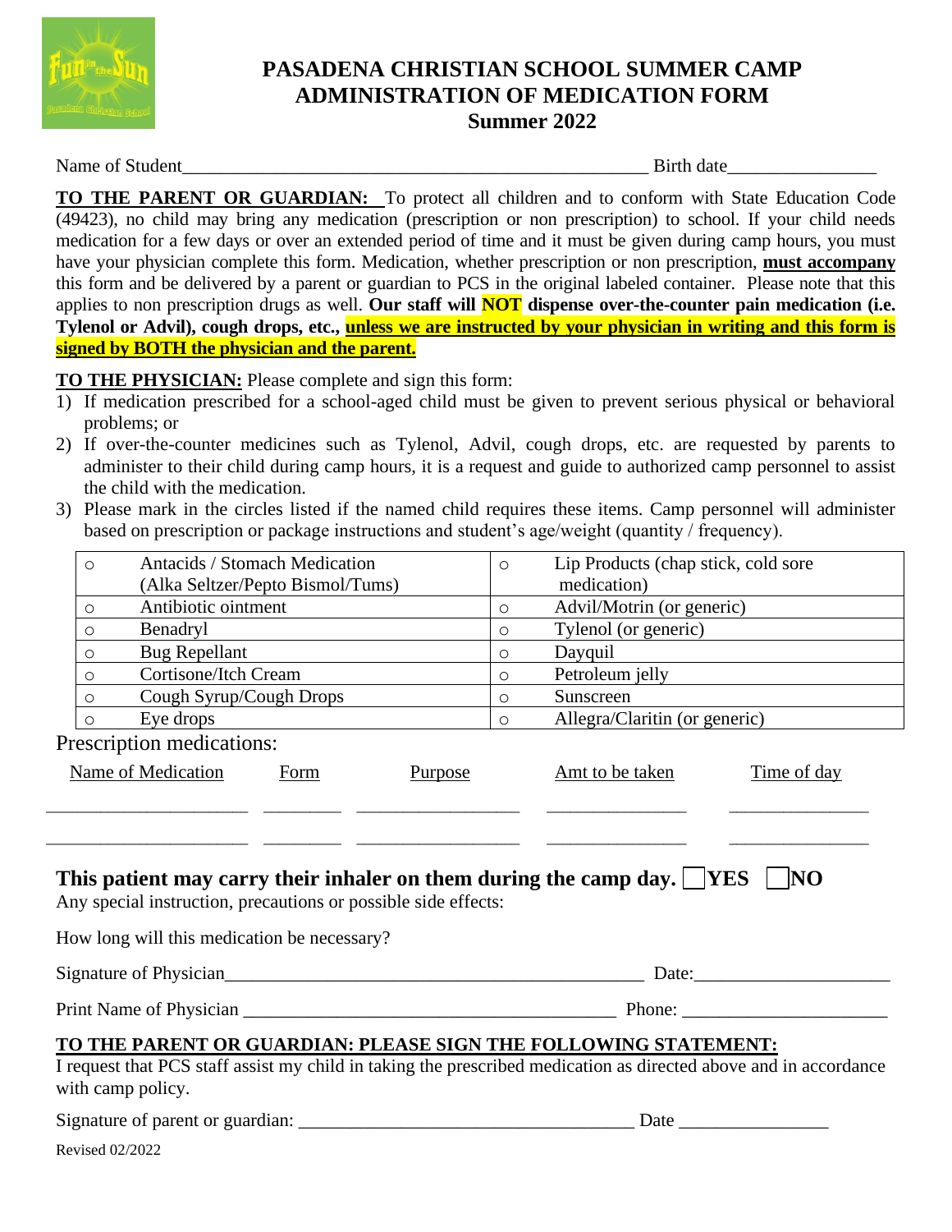# PASADENA CHRISTIAN SCHOOL SUMMER CAMP
# ADMINISTRATION OF MEDICATION FORM
## Summer 2022

Name of Student\_\_\_\_\_\_\_\_\_\_\_\_\_\_\_\_\_\_\_\_\_\_\_\_\_\_\_\_\_\_\_\_\_\_\_\_\_\_\_\_\_\_\_\_\_\_\_\_\_\_ Birth date\_\_\_\_\_\_\_\_\_\_\_\_\_\_\_\_

**TO THE PARENT OR GUARDIAN:** To protect all children and to conform with State Education Code (49423), no child may bring any medication (prescription or non prescription) to school. If your child needs medication for a few days or over an extended period of time and it must be given during camp hours, you must have your physician complete this form. Medication, whether prescription or non prescription, **must accompany** this form and be delivered by a parent or guardian to PCS in the original labeled container. Please note that this applies to non prescription drugs as well. **Our staff will NOT dispense over-the-counter pain medication (i.e. Tylenol or Advil), cough drops, etc., unless we are instructed by your physician in writing and this form is signed by BOTH the physician and the parent.**

**TO THE PHYSICIAN:** Please complete and sign this form:

1) If medication prescribed for a school-aged child must be given to prevent serious physical or behavioral problems; or
2) If over-the-counter medicines such as Tylenol, Advil, cough drops, etc. are requested by parents to administer to their child during camp hours, it is a request and guide to authorized camp personnel to assist the child with the medication.
3) Please mark in the circles listed if the named child requires these items. Camp personnel will administer based on prescription or package instructions and student's age/weight (quantity / frequency).

| | | | |
|---|---|---|---|
| ○ | Antacids / Stomach Medication (Alka Seltzer/Pepto Bismol/Tums) | ○ | Lip Products (chap stick, cold sore medication) |
| ○ | Antibiotic ointment | ○ | Advil/Motrin (or generic) |
| ○ | Benadryl | ○ | Tylenol (or generic) |
| ○ | Bug Repellant | ○ | Dayquil |
| ○ | Cortisone/Itch Cream | ○ | Petroleum jelly |
| ○ | Cough Syrup/Cough Drops | ○ | Sunscreen |
| ○ | Eye drops | ○ | Allegra/Claritin (or generic) |

Prescription medications:

| Name of Medication | Form | Purpose | Amt to be taken | Time of day |
|---|---|---|---|---|
| | | | | |
| | | | | |

**This patient may carry their inhaler on them during the camp day. ☐ YES ☐ NO**

Any special instruction, precautions or possible side effects:

How long will this medication be necessary?

Signature of Physician\_\_\_\_\_\_\_\_\_\_\_\_\_\_\_\_\_\_\_\_\_\_\_\_\_\_\_\_\_\_\_\_\_\_\_\_\_\_\_\_\_\_\_\_\_\_ Date:\_\_\_\_\_\_\_\_\_\_\_\_\_\_\_\_\_\_\_\_

Print Name of Physician \_\_\_\_\_\_\_\_\_\_\_\_\_\_\_\_\_\_\_\_\_\_\_\_\_\_\_\_\_\_\_\_\_\_\_\_\_\_\_\_ Phone: \_\_\_\_\_\_\_\_\_\_\_\_\_\_\_\_\_\_\_\_\_\_

**TO THE PARENT OR GUARDIAN: PLEASE SIGN THE FOLLOWING STATEMENT:**

I request that PCS staff assist my child in taking the prescribed medication as directed above and in accordance with camp policy.

Signature of parent or guardian: \_\_\_\_\_\_\_\_\_\_\_\_\_\_\_\_\_\_\_\_\_\_\_\_\_\_\_\_\_\_\_\_\_\_\_\_\_\_ Date \_\_\_\_\_\_\_\_\_\_\_\_\_\_\_\_

Revised 02/2022